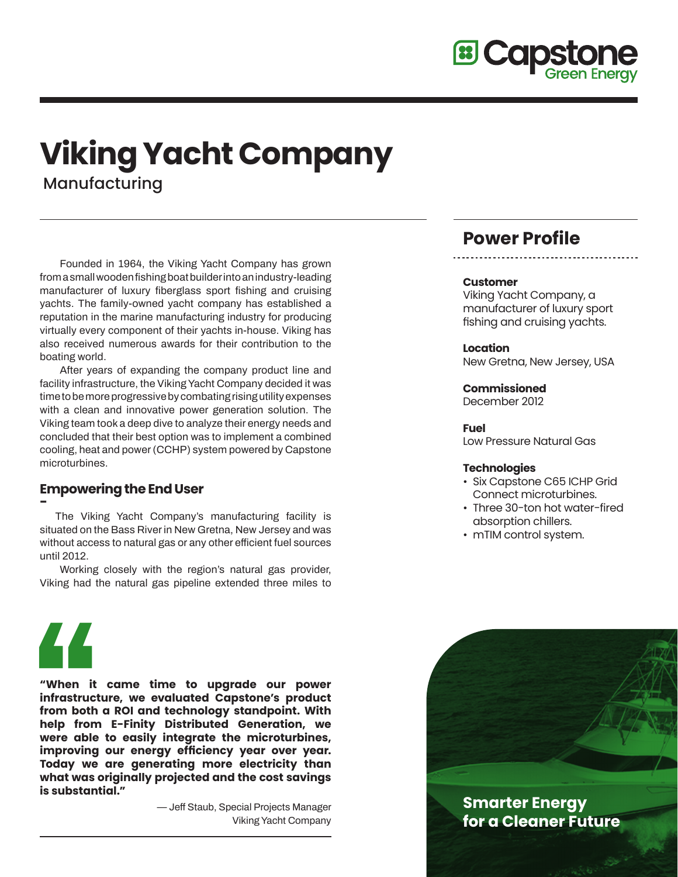# Viking Yacht Company

Manufacturing

Founded in 1964, the Viking Yacht Company has grown from a small wooden fishing boat builder into an industry-leading manufacturer of luxury fiberglass sport fishing and cruising yachts. The family-owned yacht company has established a reputation in the marine manufacturing industry for producing virtually every component of their yachts in-house. Viking has also received numerous awards for their contribution to the boating world.

After years of expanding the company product line and facility infrastructure, the Viking Yacht Company decided it was time to be more progressive by combating rising utility expenses with a clean and innovative power generation solution. The Viking team took a deep dive to analyze their energy needs and concluded that their best option was to implement a combined cooling, heat and power (CCHP) system powered by Capstone microturbines.

## Empowering the End User

The Viking Yacht Company's manufacturing facility is situated on the Bass River in New Gretna, New Jersey and was without access to natural gas or any other efficient fuel sources until 2012.

Working closely with the region's natural gas provider, Viking had the natural gas pipeline extended three miles to

**"When it came time to upgrade our power infrastructure, we evaluated Capstone's product from both a ROI and technology standpoint. With help from E-Finity Distributed Generation, we were able to easily integrate the microturbines, improving our energy efficiency year over year. Today we are generating more electricity than what was originally projected and the cost savings is substantial."**

— Jeff Staub, Special Projects Manager
Viking Yacht Company

## Power Profile

**Customer**
Viking Yacht Company, a manufacturer of luxury sport fishing and cruising yachts.

**Location**
New Gretna, New Jersey, USA

**Commissioned**
December 2012

**Fuel**
Low Pressure Natural Gas

**Technologies**
- Six Capstone C65 ICHP Grid Connect microturbines.
- Three 30-ton hot water-fired absorption chillers.
- mTIM control system.

**Smarter Energy for a Cleaner Future**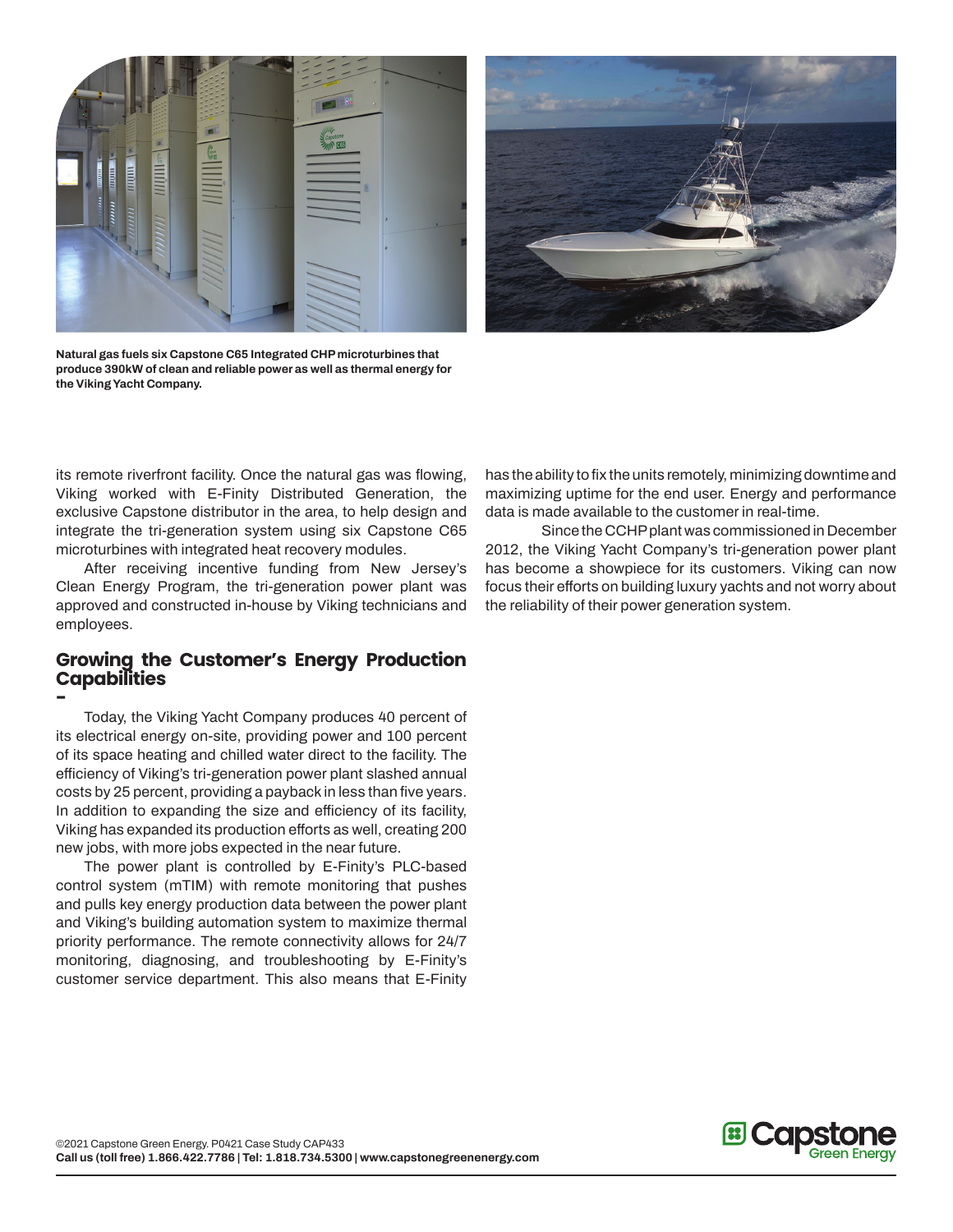Natural gas fuels six Capstone C65 Integrated CHP microturbines that produce 390kW of clean and reliable power as well as thermal energy for the Viking Yacht Company.

its remote riverfront facility. Once the natural gas was flowing, Viking worked with E-Finity Distributed Generation, the exclusive Capstone distributor in the area, to help design and integrate the tri-generation system using six Capstone C65 microturbines with integrated heat recovery modules.

After receiving incentive funding from New Jersey's Clean Energy Program, the tri-generation power plant was approved and constructed in-house by Viking technicians and employees.

## Growing the Customer's Energy Production Capabilities

Today, the Viking Yacht Company produces 40 percent of its electrical energy on-site, providing power and 100 percent of its space heating and chilled water direct to the facility. The efficiency of Viking's tri-generation power plant slashed annual costs by 25 percent, providing a payback in less than five years. In addition to expanding the size and efficiency of its facility, Viking has expanded its production efforts as well, creating 200 new jobs, with more jobs expected in the near future.

The power plant is controlled by E-Finity's PLC-based control system (mTIM) with remote monitoring that pushes and pulls key energy production data between the power plant and Viking's building automation system to maximize thermal priority performance. The remote connectivity allows for 24/7 monitoring, diagnosing, and troubleshooting by E-Finity's customer service department. This also means that E-Finity has the ability to fix the units remotely, minimizing downtime and maximizing uptime for the end user. Energy and performance data is made available to the customer in real-time.

Since the CCHP plant was commissioned in December 2012, the Viking Yacht Company's tri-generation power plant has become a showpiece for its customers. Viking can now focus their efforts on building luxury yachts and not worry about the reliability of their power generation system.

©2021 Capstone Green Energy. P0421 Case Study CAP433
**Call us (toll free) 1.866.422.7786 | Tel: 1.818.734.5300 | www.capstonegreenenergy.com**